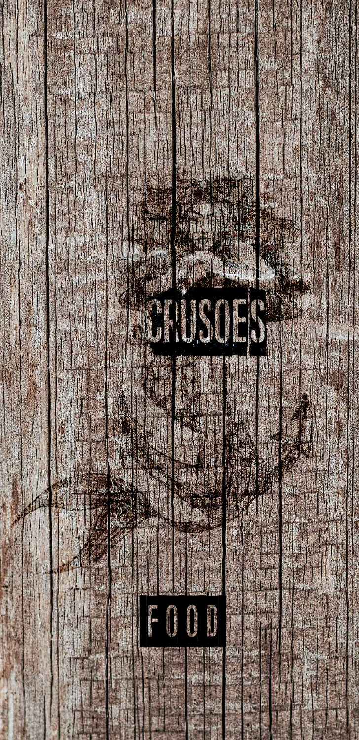# CRUSOES

## FOOD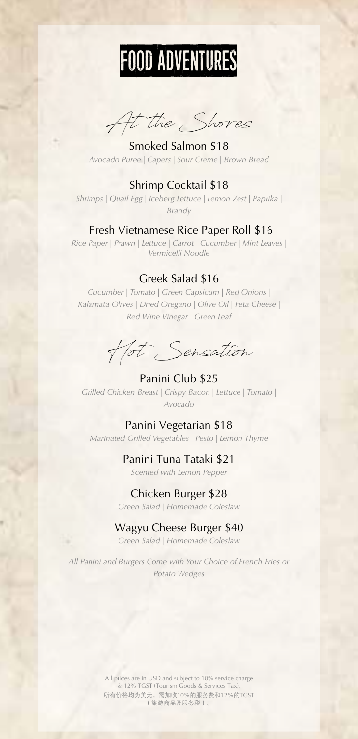# FOOD ADVENTURES

## At the Shores

### Smoked Salmon $18

*Avocado Puree | Capers | Sour Creme | Brown Bread*

### Shrimp Cocktail $18

*Shrimps | Quail Egg | Iceberg Lettuce | Lemon Zest | Paprika | Brandy*

### Fresh Vietnamese Rice Paper Roll $16

*Rice Paper | Prawn | Lettuce | Carrot | Cucumber | Mint Leaves | Vermicelli Noodle*

### Greek Salad $16

*Cucumber | Tomato | Green Capsicum | Red Onions | Kalamata Olives | Dried Oregano | Olive Oil | Feta Cheese | Red Wine Vinegar | Green Leaf*

## Hot Sensation

### Panini Club $25

*Grilled Chicken Breast | Crispy Bacon | Lettuce | Tomato | Avocado*

### Panini Vegetarian $18

*Marinated Grilled Vegetables | Pesto | Lemon Thyme*

### Panini Tuna Tataki $21

*Scented with Lemon Pepper*

### Chicken Burger $28

*Green Salad | Homemade Coleslaw*

### Wagyu Cheese Burger $40

*Green Salad | Homemade Coleslaw*

*All Panini and Burgers Come with Your Choice of French Fries or Potato Wedges*

All prices are in USD and subject to 10% service charge & 12% TGST (Tourism Goods & Services Tax).
所有价格均为美元，需加收10%的服务费和12%的TGST（旅游商品及服务税）。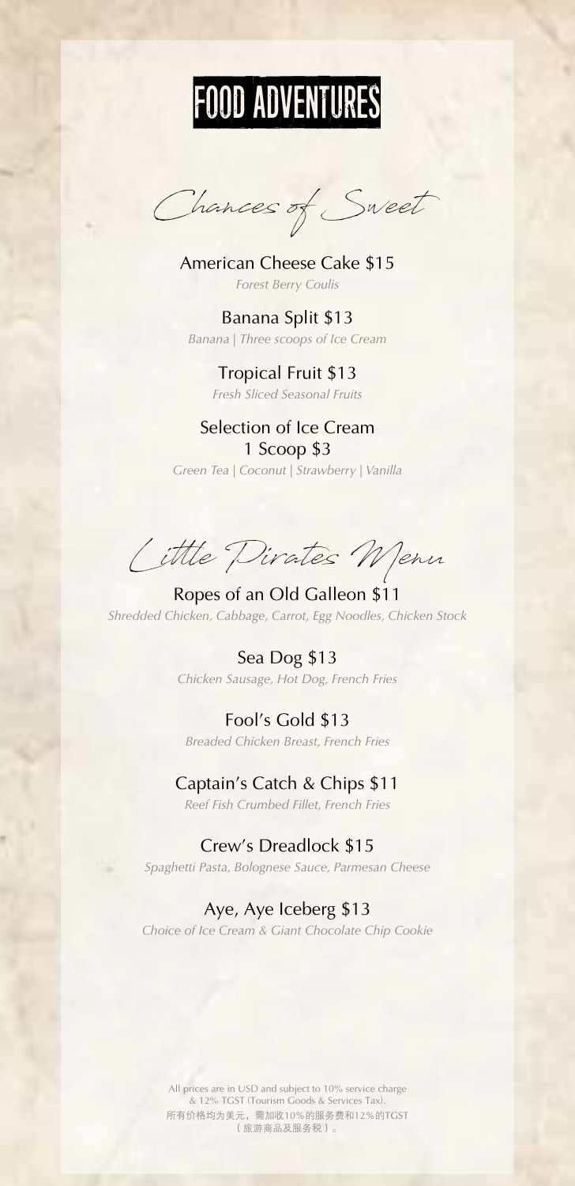# FOOD ADVENTURES

## Chances of Sweet

**American Cheese Cake $15**
*Forest Berry Coulis*

**Banana Split $13**
*Banana | Three scoops of Ice Cream*

**Tropical Fruit $13**
*Fresh Sliced Seasonal Fruits*

**Selection of Ice Cream**
**1 Scoop $3**
*Green Tea | Coconut | Strawberry | Vanilla*

## Little Pirates Menu

**Ropes of an Old Galleon $11**
*Shredded Chicken, Cabbage, Carrot, Egg Noodles, Chicken Stock*

**Sea Dog $13**
*Chicken Sausage, Hot Dog, French Fries*

**Fool's Gold $13**
*Breaded Chicken Breast, French Fries*

**Captain's Catch & Chips $11**
*Reef Fish Crumbed Fillet, French Fries*

**Crew's Dreadlock $15**
*Spaghetti Pasta, Bolognese Sauce, Parmesan Cheese*

**Aye, Aye Iceberg $13**
*Choice of Ice Cream & Giant Chocolate Chip Cookie*

All prices are in USD and subject to 10% service charge & 12% TGST (Tourism Goods & Services Tax).
所有价格均为美元，需加收10%的服务费和12%的TGST（旅游商品及服务税）。